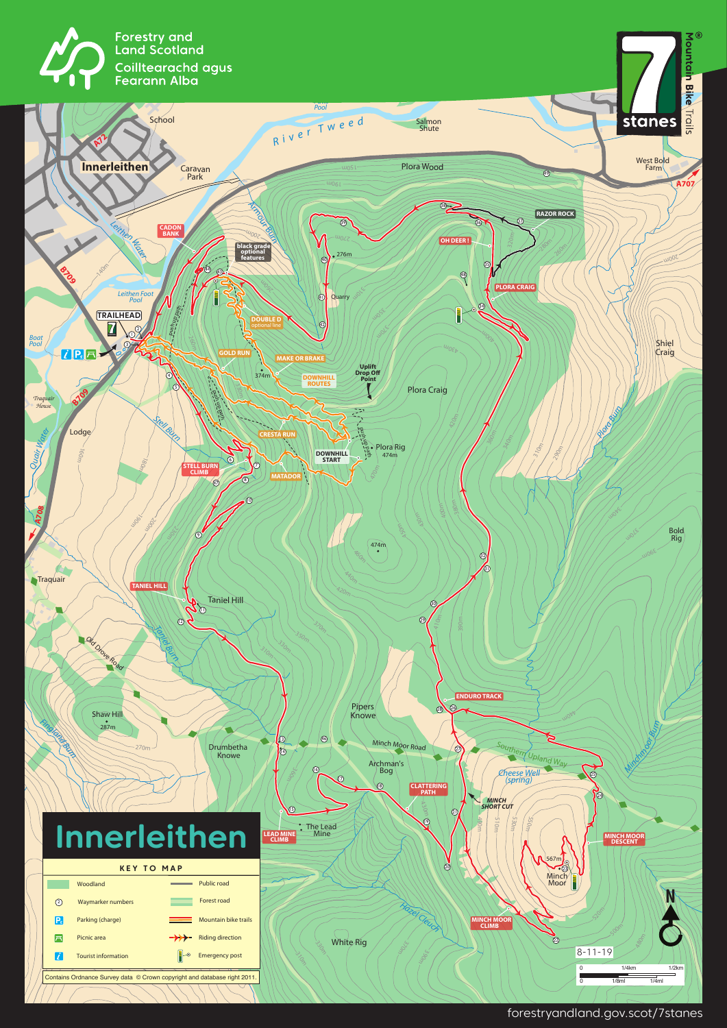Forestry and Land Scotland

Coilltearachd agus Fearann Alba

7stanes Mountain Bike Trails

# Innerleithen

## KEY TO MAP

| | | | |
|---|---|---|---|
| Woodland | | Public road | |
| Waymarker numbers | | Forest road | |
| Parking (charge) | | Mountain bike trails | |
| Picnic area | | Riding direction | |
| Tourist information | | Emergency post | |

Contains Ordnance Survey data © Crown copyright and database right 2011.

TRAILHEAD

CADON BANK

black grade optional features

DOUBLE D optional line

GOLD RUN

MAKE OR BRAKE

DOWNHILL ROUTES

Uplift Drop Off Point

CRESTA RUN

DOWNHILL START

MATADOR

STELL BURN CLIMB

TANIEL HILL

OH DEER !

RAZOR ROCK

PLORA CRAIG

ENDURO TRACK

CLATTERING PATH

MINCH SHORT CUT

MINCH MOOR DESCENT

MINCH MOOR CLIMB

LEAD MINE CLIMB

Innerleithen, School, Caravan Park, River Tweed, Salmon Shute, Plora Wood, West Bold Farm, Leithen Water, Leithen Foot Pool, Boat Pool, Traquair House, Lodge, Quair Water, Traquair, Armour Burn, Quarry, Stell Burn, Plora Craig, Plora Rig 474m, Shiel Craig, Plora Burn, Bold Rig, Taniel Hill, Taniel Burn, Old Drove Road, Shaw Hill 287m, Fingland Burn, Drumbetha Knowe, Pipers Knowe, Minch Moor Road, Archman's Bog, Southern Upland Way, Cheese Well (spring), Minchmoor Burn, The Lead Mine, Minch Moor 567m, Hazel Cleuch, White Rig

A72, B709, A708, A707

8-11-19

0 1/4km 1/2km

0 1/8ml 1/4ml

forestryandland.gov.scot/7stanes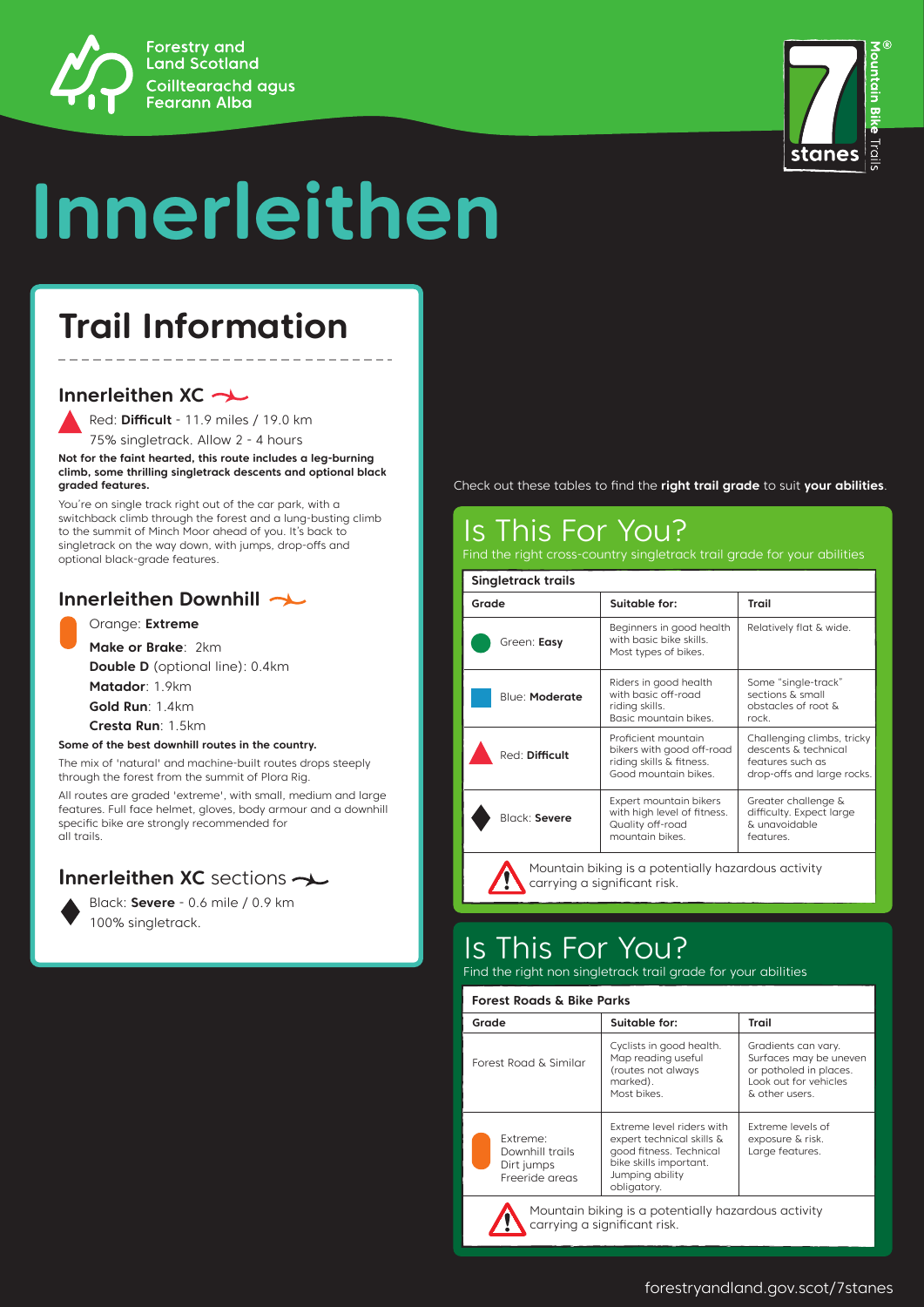Forestry and Land Scotland
Coilltearachd agus Fearann Alba

7stanes® Mountain Bike Trails

# Innerleithen

## Trail Information

### Innerleithen XC

Red: **Difficult** - 11.9 miles / 19.0 km
75% singletrack. Allow 2 - 4 hours

**Not for the faint hearted, this route includes a leg-burning climb, some thrilling singletrack descents and optional black graded features.**

You're on single track right out of the car park, with a switchback climb through the forest and a lung-busting climb to the summit of Minch Moor ahead of you. It's back to singletrack on the way down, with jumps, drop-offs and optional black-grade features.

### Innerleithen Downhill

Orange: **Extreme**

**Make or Brake**: 2km
**Double D** (optional line): 0.4km
**Matador**: 1.9km
**Gold Run**: 1.4km
**Cresta Run**: 1.5km

**Some of the best downhill routes in the country.**

The mix of 'natural' and machine-built routes drops steeply through the forest from the summit of Plora Rig.

All routes are graded 'extreme', with small, medium and large features. Full face helmet, gloves, body armour and a downhill specific bike are strongly recommended for all trails.

### Innerleithen XC sections

Black: **Severe** - 0.6 mile / 0.9 km
100% singletrack.

Check out these tables to find the **right trail grade** to suit **your abilities**.

## Is This For You?

Find the right cross-country singletrack trail grade for your abilities

**Singletrack trails**

| Grade | Suitable for: | Trail |
|---|---|---|
| Green: **Easy** | Beginners in good health with basic bike skills. Most types of bikes. | Relatively flat & wide. |
| Blue: **Moderate** | Riders in good health with basic off-road riding skills. Basic mountain bikes. | Some "single-track" sections & small obstacles of root & rock. |
| Red: **Difficult** | Proficient mountain bikers with good off-road riding skills & fitness. Good mountain bikes. | Challenging climbs, tricky descents & technical features such as drop-offs and large rocks. |
| Black: **Severe** | Expert mountain bikers with high level of fitness. Quality off-road mountain bikes. | Greater challenge & difficulty. Expect large & unavoidable features. |

Mountain biking is a potentially hazardous activity carrying a significant risk.

## Is This For You?

Find the right non singletrack trail grade for your abilities

**Forest Roads & Bike Parks**

| Grade | Suitable for: | Trail |
|---|---|---|
| Forest Road & Similar | Cyclists in good health. Map reading useful (routes not always marked). Most bikes. | Gradients can vary. Surfaces may be uneven or potholed in places. Look out for vehicles & other users. |
| Extreme: Downhill trails Dirt jumps Freeride areas | Extreme level riders with expert technical skills & good fitness. Technical bike skills important. Jumping ability obligatory. | Extreme levels of exposure & risk. Large features. |

Mountain biking is a potentially hazardous activity carrying a significant risk.

forestryandland.gov.scot/7stanes